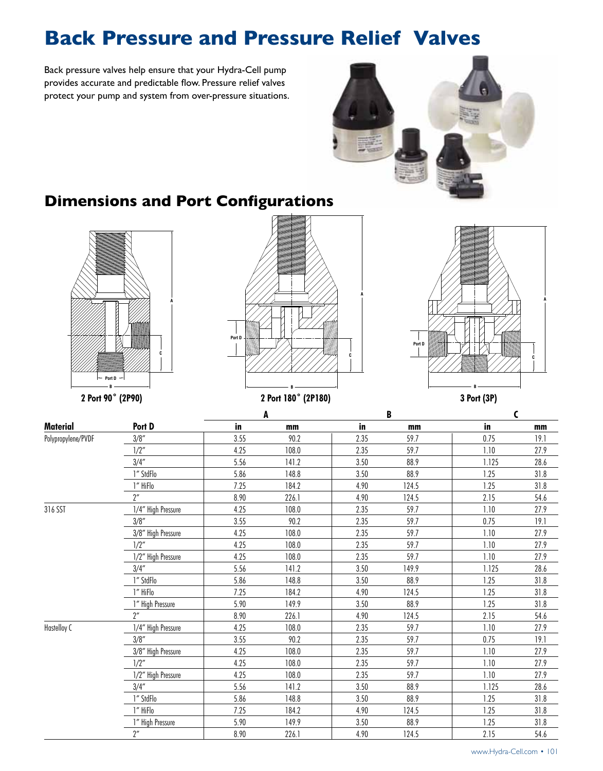# Back Pressure and Pressure Relief Valves

Back pressure valves help ensure that your Hydra-Cell pump provides accurate and predictable flow. Pressure relief valves protect your pump and system from over-pressure situations.

## Dimensions and Port Configurations

2 Port 90˚ (2P90)

2 Port 180˚ (2P180)

3 Port (3P)

| Material | Port D | A | | B | | C | |
|---|---|---|---|---|---|---|---|
| | | in | mm | in | mm | in | mm |
| Polypropylene/PVDF | 3/8″ | 3.55 | 90.2 | 2.35 | 59.7 | 0.75 | 19.1 |
| | 1/2″ | 4.25 | 108.0 | 2.35 | 59.7 | 1.10 | 27.9 |
| | 3/4″ | 5.56 | 141.2 | 3.50 | 88.9 | 1.125 | 28.6 |
| | 1″ StdFlo | 5.86 | 148.8 | 3.50 | 88.9 | 1.25 | 31.8 |
| | 1″ HiFlo | 7.25 | 184.2 | 4.90 | 124.5 | 1.25 | 31.8 |
| | 2″ | 8.90 | 226.1 | 4.90 | 124.5 | 2.15 | 54.6 |
| 316 SST | 1/4″ High Pressure | 4.25 | 108.0 | 2.35 | 59.7 | 1.10 | 27.9 |
| | 3/8″ | 3.55 | 90.2 | 2.35 | 59.7 | 0.75 | 19.1 |
| | 3/8″ High Pressure | 4.25 | 108.0 | 2.35 | 59.7 | 1.10 | 27.9 |
| | 1/2″ | 4.25 | 108.0 | 2.35 | 59.7 | 1.10 | 27.9 |
| | 1/2″ High Pressure | 4.25 | 108.0 | 2.35 | 59.7 | 1.10 | 27.9 |
| | 3/4″ | 5.56 | 141.2 | 3.50 | 149.9 | 1.125 | 28.6 |
| | 1″ StdFlo | 5.86 | 148.8 | 3.50 | 88.9 | 1.25 | 31.8 |
| | 1″ HiFlo | 7.25 | 184.2 | 4.90 | 124.5 | 1.25 | 31.8 |
| | 1″ High Pressure | 5.90 | 149.9 | 3.50 | 88.9 | 1.25 | 31.8 |
| | 2″ | 8.90 | 226.1 | 4.90 | 124.5 | 2.15 | 54.6 |
| Hastelloy C | 1/4″ High Pressure | 4.25 | 108.0 | 2.35 | 59.7 | 1.10 | 27.9 |
| | 3/8″ | 3.55 | 90.2 | 2.35 | 59.7 | 0.75 | 19.1 |
| | 3/8″ High Pressure | 4.25 | 108.0 | 2.35 | 59.7 | 1.10 | 27.9 |
| | 1/2″ | 4.25 | 108.0 | 2.35 | 59.7 | 1.10 | 27.9 |
| | 1/2″ High Pressure | 4.25 | 108.0 | 2.35 | 59.7 | 1.10 | 27.9 |
| | 3/4″ | 5.56 | 141.2 | 3.50 | 88.9 | 1.125 | 28.6 |
| | 1″ StdFlo | 5.86 | 148.8 | 3.50 | 88.9 | 1.25 | 31.8 |
| | 1″ HiFlo | 7.25 | 184.2 | 4.90 | 124.5 | 1.25 | 31.8 |
| | 1″ High Pressure | 5.90 | 149.9 | 3.50 | 88.9 | 1.25 | 31.8 |
| | 2″ | 8.90 | 226.1 | 4.90 | 124.5 | 2.15 | 54.6 |

www.Hydra-Cell.com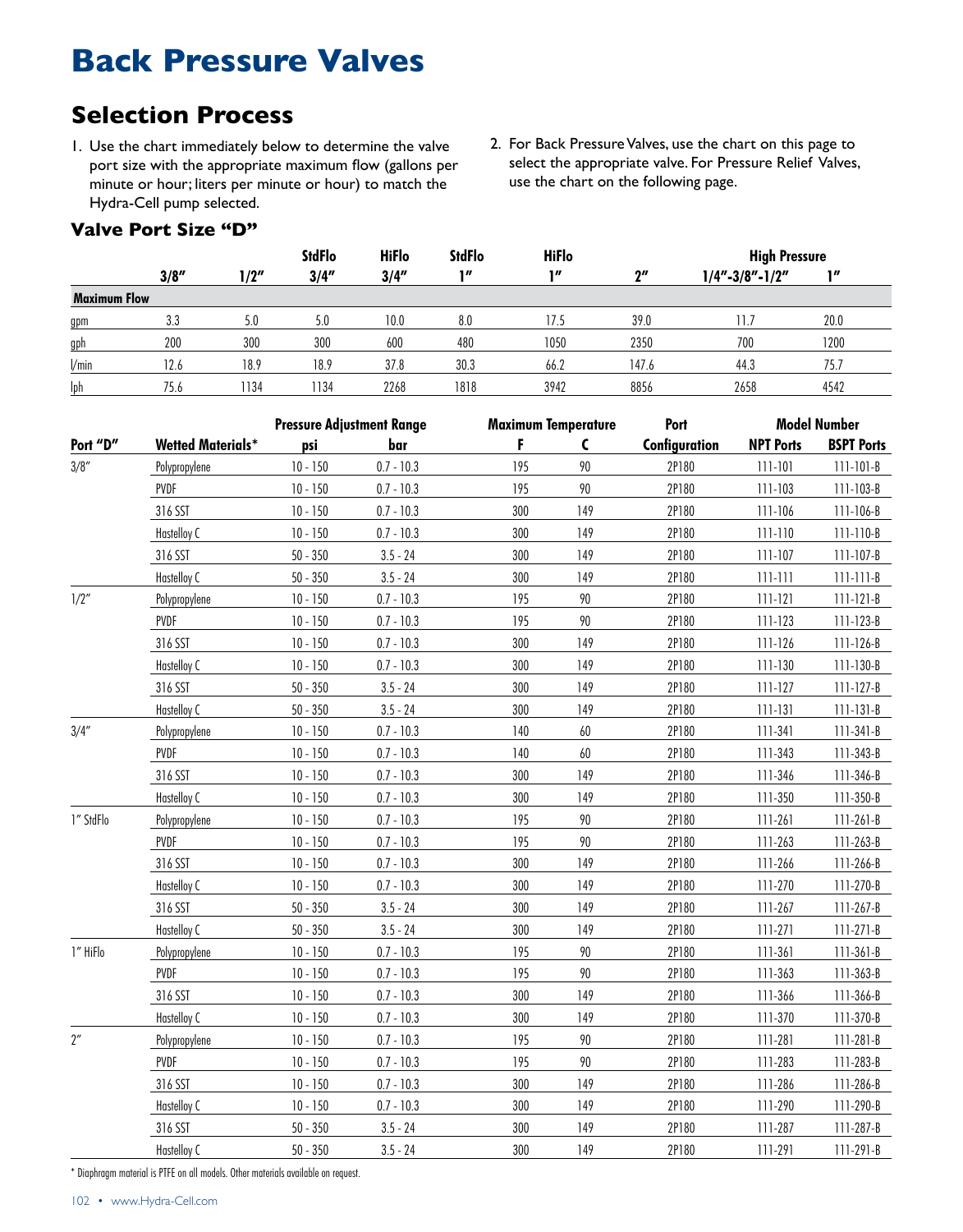# Back Pressure Valves

## Selection Process

1. Use the chart immediately below to determine the valve port size with the appropriate maximum flow (gallons per minute or hour; liters per minute or hour) to match the Hydra-Cell pump selected.
2. For Back Pressure Valves, use the chart on this page to select the appropriate valve. For Pressure Relief Valves, use the chart on the following page.

### Valve Port Size "D"

| | | | StdFlo | HiFlo | StdFlo | HiFlo | | High Pressure | |
|---|---|---|---|---|---|---|---|---|---|
| | 3/8" | 1/2" | 3/4" | 3/4" | 1" | 1" | 2" | 1/4"-3/8"-1/2" | 1" |
| **Maximum Flow** | | | | | | | | | |
| gpm | 3.3 | 5.0 | 5.0 | 10.0 | 8.0 | 17.5 | 39.0 | 11.7 | 20.0 |
| gph | 200 | 300 | 300 | 600 | 480 | 1050 | 2350 | 700 | 1200 |
| l/min | 12.6 | 18.9 | 18.9 | 37.8 | 30.3 | 66.2 | 147.6 | 44.3 | 75.7 |
| lph | 75.6 | 1134 | 1134 | 2268 | 1818 | 3942 | 8856 | 2658 | 4542 |

| | | Pressure Adjustment Range | | Maximum Temperature | | Port | Model Number | |
|---|---|---|---|---|---|---|---|---|
| Port "D" | Wetted Materials* | psi | bar | F | C | Configuration | NPT Ports | BSPT Ports |
| 3/8" | Polypropylene | 10 - 150 | 0.7 - 10.3 | 195 | 90 | 2P180 | 111-101 | 111-101-B |
| | PVDF | 10 - 150 | 0.7 - 10.3 | 195 | 90 | 2P180 | 111-103 | 111-103-B |
| | 316 SST | 10 - 150 | 0.7 - 10.3 | 300 | 149 | 2P180 | 111-106 | 111-106-B |
| | Hastelloy C | 10 - 150 | 0.7 - 10.3 | 300 | 149 | 2P180 | 111-110 | 111-110-B |
| | 316 SST | 50 - 350 | 3.5 - 24 | 300 | 149 | 2P180 | 111-107 | 111-107-B |
| | Hastelloy C | 50 - 350 | 3.5 - 24 | 300 | 149 | 2P180 | 111-111 | 111-111-B |
| 1/2" | Polypropylene | 10 - 150 | 0.7 - 10.3 | 195 | 90 | 2P180 | 111-121 | 111-121-B |
| | PVDF | 10 - 150 | 0.7 - 10.3 | 195 | 90 | 2P180 | 111-123 | 111-123-B |
| | 316 SST | 10 - 150 | 0.7 - 10.3 | 300 | 149 | 2P180 | 111-126 | 111-126-B |
| | Hastelloy C | 10 - 150 | 0.7 - 10.3 | 300 | 149 | 2P180 | 111-130 | 111-130-B |
| | 316 SST | 50 - 350 | 3.5 - 24 | 300 | 149 | 2P180 | 111-127 | 111-127-B |
| | Hastelloy C | 50 - 350 | 3.5 - 24 | 300 | 149 | 2P180 | 111-131 | 111-131-B |
| 3/4" | Polypropylene | 10 - 150 | 0.7 - 10.3 | 140 | 60 | 2P180 | 111-341 | 111-341-B |
| | PVDF | 10 - 150 | 0.7 - 10.3 | 140 | 60 | 2P180 | 111-343 | 111-343-B |
| | 316 SST | 10 - 150 | 0.7 - 10.3 | 300 | 149 | 2P180 | 111-346 | 111-346-B |
| | Hastelloy C | 10 - 150 | 0.7 - 10.3 | 300 | 149 | 2P180 | 111-350 | 111-350-B |
| 1" StdFlo | Polypropylene | 10 - 150 | 0.7 - 10.3 | 195 | 90 | 2P180 | 111-261 | 111-261-B |
| | PVDF | 10 - 150 | 0.7 - 10.3 | 195 | 90 | 2P180 | 111-263 | 111-263-B |
| | 316 SST | 10 - 150 | 0.7 - 10.3 | 300 | 149 | 2P180 | 111-266 | 111-266-B |
| | Hastelloy C | 10 - 150 | 0.7 - 10.3 | 300 | 149 | 2P180 | 111-270 | 111-270-B |
| | 316 SST | 50 - 350 | 3.5 - 24 | 300 | 149 | 2P180 | 111-267 | 111-267-B |
| | Hastelloy C | 50 - 350 | 3.5 - 24 | 300 | 149 | 2P180 | 111-271 | 111-271-B |
| 1" HiFlo | Polypropylene | 10 - 150 | 0.7 - 10.3 | 195 | 90 | 2P180 | 111-361 | 111-361-B |
| | PVDF | 10 - 150 | 0.7 - 10.3 | 195 | 90 | 2P180 | 111-363 | 111-363-B |
| | 316 SST | 10 - 150 | 0.7 - 10.3 | 300 | 149 | 2P180 | 111-366 | 111-366-B |
| | Hastelloy C | 10 - 150 | 0.7 - 10.3 | 300 | 149 | 2P180 | 111-370 | 111-370-B |
| 2" | Polypropylene | 10 - 150 | 0.7 - 10.3 | 195 | 90 | 2P180 | 111-281 | 111-281-B |
| | PVDF | 10 - 150 | 0.7 - 10.3 | 195 | 90 | 2P180 | 111-283 | 111-283-B |
| | 316 SST | 10 - 150 | 0.7 - 10.3 | 300 | 149 | 2P180 | 111-286 | 111-286-B |
| | Hastelloy C | 10 - 150 | 0.7 - 10.3 | 300 | 149 | 2P180 | 111-290 | 111-290-B |
| | 316 SST | 50 - 350 | 3.5 - 24 | 300 | 149 | 2P180 | 111-287 | 111-287-B |
| | Hastelloy C | 50 - 350 | 3.5 - 24 | 300 | 149 | 2P180 | 111-291 | 111-291-B |

\* Diaphragm material is PTFE on all models. Other materials available on request.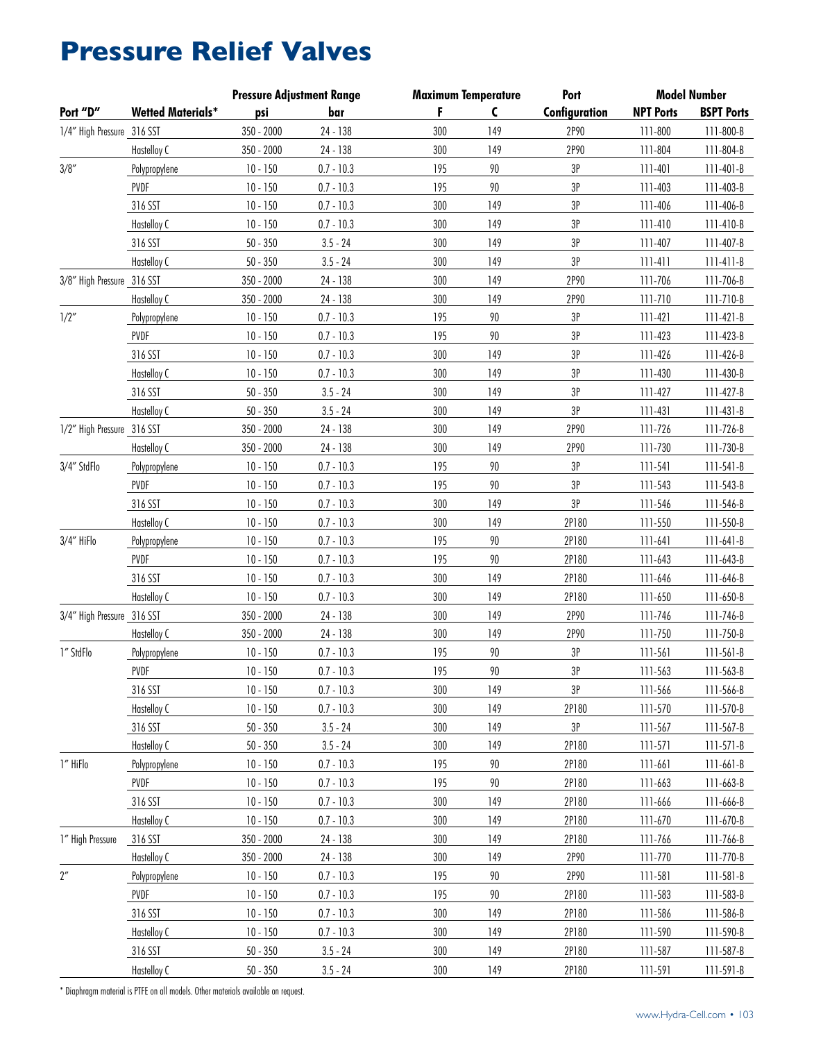# Pressure Relief Valves

| Port "D" | Wetted Materials* | Pressure Adjustment Range | | Maximum Temperature | | Port | Model Number | |
|---|---|---|---|---|---|---|---|---|
| | | psi | bar | F | C | Configuration | NPT Ports | BSPT Ports |
| 1/4" High Pressure | 316 SST | 350 - 2000 | 24 - 138 | 300 | 149 | 2P90 | 111-800 | 111-800-B |
| | Hastelloy C | 350 - 2000 | 24 - 138 | 300 | 149 | 2P90 | 111-804 | 111-804-B |
| 3/8" | Polypropylene | 10 - 150 | 0.7 - 10.3 | 195 | 90 | 3P | 111-401 | 111-401-B |
| | PVDF | 10 - 150 | 0.7 - 10.3 | 195 | 90 | 3P | 111-403 | 111-403-B |
| | 316 SST | 10 - 150 | 0.7 - 10.3 | 300 | 149 | 3P | 111-406 | 111-406-B |
| | Hastelloy C | 10 - 150 | 0.7 - 10.3 | 300 | 149 | 3P | 111-410 | 111-410-B |
| | 316 SST | 50 - 350 | 3.5 - 24 | 300 | 149 | 3P | 111-407 | 111-407-B |
| | Hastelloy C | 50 - 350 | 3.5 - 24 | 300 | 149 | 3P | 111-411 | 111-411-B |
| 3/8" High Pressure | 316 SST | 350 - 2000 | 24 - 138 | 300 | 149 | 2P90 | 111-706 | 111-706-B |
| | Hastelloy C | 350 - 2000 | 24 - 138 | 300 | 149 | 2P90 | 111-710 | 111-710-B |
| 1/2" | Polypropylene | 10 - 150 | 0.7 - 10.3 | 195 | 90 | 3P | 111-421 | 111-421-B |
| | PVDF | 10 - 150 | 0.7 - 10.3 | 195 | 90 | 3P | 111-423 | 111-423-B |
| | 316 SST | 10 - 150 | 0.7 - 10.3 | 300 | 149 | 3P | 111-426 | 111-426-B |
| | Hastelloy C | 10 - 150 | 0.7 - 10.3 | 300 | 149 | 3P | 111-430 | 111-430-B |
| | 316 SST | 50 - 350 | 3.5 - 24 | 300 | 149 | 3P | 111-427 | 111-427-B |
| | Hastelloy C | 50 - 350 | 3.5 - 24 | 300 | 149 | 3P | 111-431 | 111-431-B |
| 1/2" High Pressure | 316 SST | 350 - 2000 | 24 - 138 | 300 | 149 | 2P90 | 111-726 | 111-726-B |
| | Hastelloy C | 350 - 2000 | 24 - 138 | 300 | 149 | 2P90 | 111-730 | 111-730-B |
| 3/4" StdFlo | Polypropylene | 10 - 150 | 0.7 - 10.3 | 195 | 90 | 3P | 111-541 | 111-541-B |
| | PVDF | 10 - 150 | 0.7 - 10.3 | 195 | 90 | 3P | 111-543 | 111-543-B |
| | 316 SST | 10 - 150 | 0.7 - 10.3 | 300 | 149 | 3P | 111-546 | 111-546-B |
| | Hastelloy C | 10 - 150 | 0.7 - 10.3 | 300 | 149 | 2P180 | 111-550 | 111-550-B |
| 3/4" HiFlo | Polypropylene | 10 - 150 | 0.7 - 10.3 | 195 | 90 | 2P180 | 111-641 | 111-641-B |
| | PVDF | 10 - 150 | 0.7 - 10.3 | 195 | 90 | 2P180 | 111-643 | 111-643-B |
| | 316 SST | 10 - 150 | 0.7 - 10.3 | 300 | 149 | 2P180 | 111-646 | 111-646-B |
| | Hastelloy C | 10 - 150 | 0.7 - 10.3 | 300 | 149 | 2P180 | 111-650 | 111-650-B |
| 3/4" High Pressure | 316 SST | 350 - 2000 | 24 - 138 | 300 | 149 | 2P90 | 111-746 | 111-746-B |
| | Hastelloy C | 350 - 2000 | 24 - 138 | 300 | 149 | 2P90 | 111-750 | 111-750-B |
| 1" StdFlo | Polypropylene | 10 - 150 | 0.7 - 10.3 | 195 | 90 | 3P | 111-561 | 111-561-B |
| | PVDF | 10 - 150 | 0.7 - 10.3 | 195 | 90 | 3P | 111-563 | 111-563-B |
| | 316 SST | 10 - 150 | 0.7 - 10.3 | 300 | 149 | 3P | 111-566 | 111-566-B |
| | Hastelloy C | 10 - 150 | 0.7 - 10.3 | 300 | 149 | 2P180 | 111-570 | 111-570-B |
| | 316 SST | 50 - 350 | 3.5 - 24 | 300 | 149 | 3P | 111-567 | 111-567-B |
| | Hastelloy C | 50 - 350 | 3.5 - 24 | 300 | 149 | 2P180 | 111-571 | 111-571-B |
| 1" HiFlo | Polypropylene | 10 - 150 | 0.7 - 10.3 | 195 | 90 | 2P180 | 111-661 | 111-661-B |
| | PVDF | 10 - 150 | 0.7 - 10.3 | 195 | 90 | 2P180 | 111-663 | 111-663-B |
| | 316 SST | 10 - 150 | 0.7 - 10.3 | 300 | 149 | 2P180 | 111-666 | 111-666-B |
| | Hastelloy C | 10 - 150 | 0.7 - 10.3 | 300 | 149 | 2P180 | 111-670 | 111-670-B |
| 1" High Pressure | 316 SST | 350 - 2000 | 24 - 138 | 300 | 149 | 2P180 | 111-766 | 111-766-B |
| | Hastelloy C | 350 - 2000 | 24 - 138 | 300 | 149 | 2P90 | 111-770 | 111-770-B |
| 2" | Polypropylene | 10 - 150 | 0.7 - 10.3 | 195 | 90 | 2P90 | 111-581 | 111-581-B |
| | PVDF | 10 - 150 | 0.7 - 10.3 | 195 | 90 | 2P180 | 111-583 | 111-583-B |
| | 316 SST | 10 - 150 | 0.7 - 10.3 | 300 | 149 | 2P180 | 111-586 | 111-586-B |
| | Hastelloy C | 10 - 150 | 0.7 - 10.3 | 300 | 149 | 2P180 | 111-590 | 111-590-B |
| | 316 SST | 50 - 350 | 3.5 - 24 | 300 | 149 | 2P180 | 111-587 | 111-587-B |
| | Hastelloy C | 50 - 350 | 3.5 - 24 | 300 | 149 | 2P180 | 111-591 | 111-591-B |

\* Diaphragm material is PTFE on all models. Other materials available on request.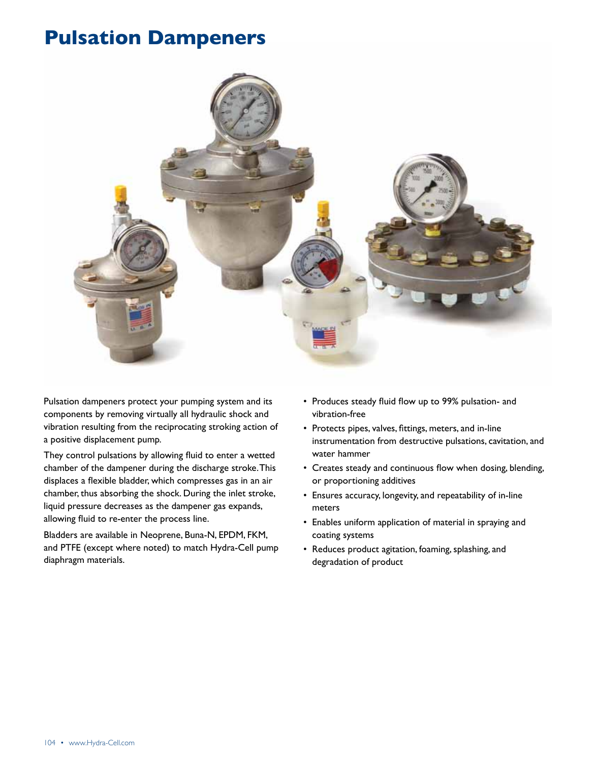# Pulsation Dampeners

Pulsation dampeners protect your pumping system and its components by removing virtually all hydraulic shock and vibration resulting from the reciprocating stroking action of a positive displacement pump.

They control pulsations by allowing fluid to enter a wetted chamber of the dampener during the discharge stroke. This displaces a flexible bladder, which compresses gas in an air chamber, thus absorbing the shock. During the inlet stroke, liquid pressure decreases as the dampener gas expands, allowing fluid to re-enter the process line.

Bladders are available in Neoprene, Buna-N, EPDM, FKM, and PTFE (except where noted) to match Hydra-Cell pump diaphragm materials.

- Produces steady fluid flow up to 99% pulsation- and vibration-free
- Protects pipes, valves, fittings, meters, and in-line instrumentation from destructive pulsations, cavitation, and water hammer
- Creates steady and continuous flow when dosing, blending, or proportioning additives
- Ensures accuracy, longevity, and repeatability of in-line meters
- Enables uniform application of material in spraying and coating systems
- Reduces product agitation, foaming, splashing, and degradation of product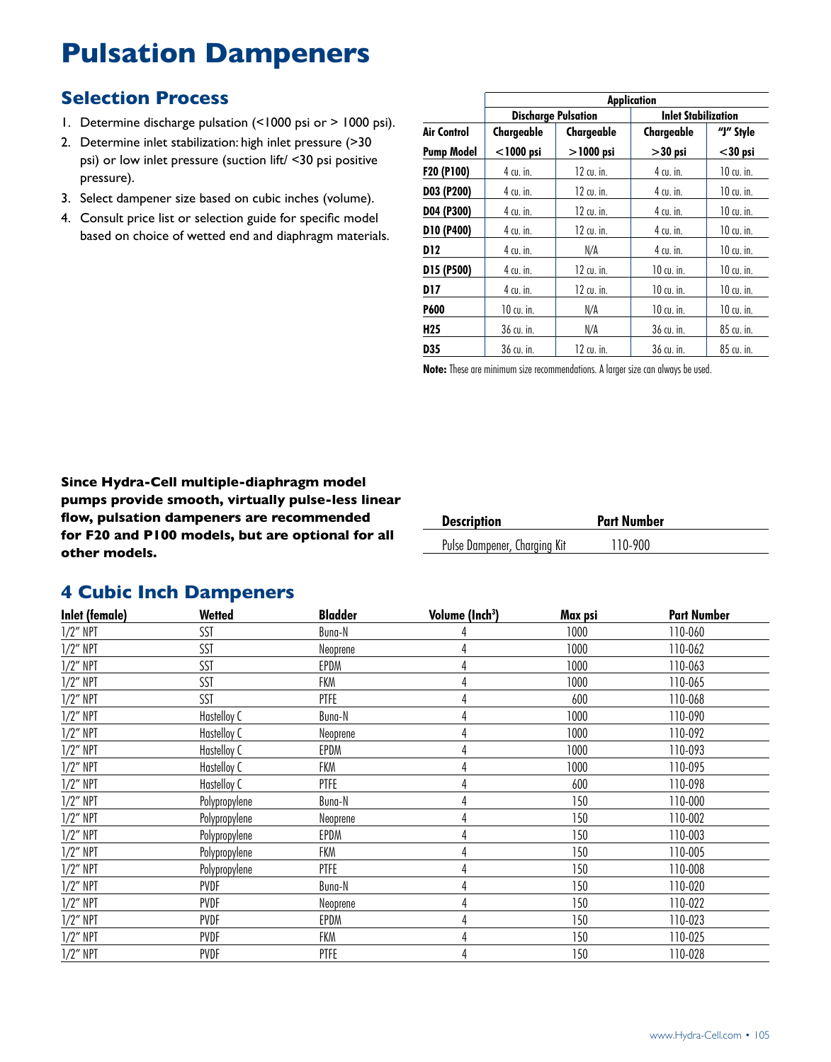# Pulsation Dampeners

## Selection Process

1. Determine discharge pulsation (<1000 psi or > 1000 psi).
2. Determine inlet stabilization: high inlet pressure (>30 psi) or low inlet pressure (suction lift/ <30 psi positive pressure).
3. Select dampener size based on cubic inches (volume).
4. Consult price list or selection guide for specific model based on choice of wetted end and diaphragm materials.

| | Application | | | |
|---|---|---|---|---|
| | Discharge Pulsation | | Inlet Stabilization | |
| Air Control Pump Model | Chargeable <1000 psi | Chargeable >1000 psi | Chargeable >30 psi | "J" Style <30 psi |
| F20 (P100) | 4 cu. in. | 12 cu. in. | 4 cu. in. | 10 cu. in. |
| D03 (P200) | 4 cu. in. | 12 cu. in. | 4 cu. in. | 10 cu. in. |
| D04 (P300) | 4 cu. in. | 12 cu. in. | 4 cu. in. | 10 cu. in. |
| D10 (P400) | 4 cu. in. | 12 cu. in. | 4 cu. in. | 10 cu. in. |
| D12 | 4 cu. in. | N/A | 4 cu. in. | 10 cu. in. |
| D15 (P500) | 4 cu. in. | 12 cu. in. | 10 cu. in. | 10 cu. in. |
| D17 | 4 cu. in. | 12 cu. in. | 10 cu. in. | 10 cu. in. |
| P600 | 10 cu. in. | N/A | 10 cu. in. | 10 cu. in. |
| H25 | 36 cu. in. | N/A | 36 cu. in. | 85 cu. in. |
| D35 | 36 cu. in. | 12 cu. in. | 36 cu. in. | 85 cu. in. |

**Note:** These are minimum size recommendations. A larger size can always be used.

**Since Hydra-Cell multiple-diaphragm model pumps provide smooth, virtually pulse-less linear flow, pulsation dampeners are recommended for F20 and P100 models, but are optional for all other models.**

| Description | Part Number |
|---|---|
| Pulse Dampener, Charging Kit | 110-900 |

## 4 Cubic Inch Dampeners

| Inlet (female) | Wetted | Bladder | Volume (Inch³) | Max psi | Part Number |
|---|---|---|---|---|---|
| 1/2" NPT | SST | Buna-N | 4 | 1000 | 110-060 |
| 1/2" NPT | SST | Neoprene | 4 | 1000 | 110-062 |
| 1/2" NPT | SST | EPDM | 4 | 1000 | 110-063 |
| 1/2" NPT | SST | FKM | 4 | 1000 | 110-065 |
| 1/2" NPT | SST | PTFE | 4 | 600 | 110-068 |
| 1/2" NPT | Hastelloy C | Buna-N | 4 | 1000 | 110-090 |
| 1/2" NPT | Hastelloy C | Neoprene | 4 | 1000 | 110-092 |
| 1/2" NPT | Hastelloy C | EPDM | 4 | 1000 | 110-093 |
| 1/2" NPT | Hastelloy C | FKM | 4 | 1000 | 110-095 |
| 1/2" NPT | Hastelloy C | PTFE | 4 | 600 | 110-098 |
| 1/2" NPT | Polypropylene | Buna-N | 4 | 150 | 110-000 |
| 1/2" NPT | Polypropylene | Neoprene | 4 | 150 | 110-002 |
| 1/2" NPT | Polypropylene | EPDM | 4 | 150 | 110-003 |
| 1/2" NPT | Polypropylene | FKM | 4 | 150 | 110-005 |
| 1/2" NPT | Polypropylene | PTFE | 4 | 150 | 110-008 |
| 1/2" NPT | PVDF | Buna-N | 4 | 150 | 110-020 |
| 1/2" NPT | PVDF | Neoprene | 4 | 150 | 110-022 |
| 1/2" NPT | PVDF | EPDM | 4 | 150 | 110-023 |
| 1/2" NPT | PVDF | FKM | 4 | 150 | 110-025 |
| 1/2" NPT | PVDF | PTFE | 4 | 150 | 110-028 |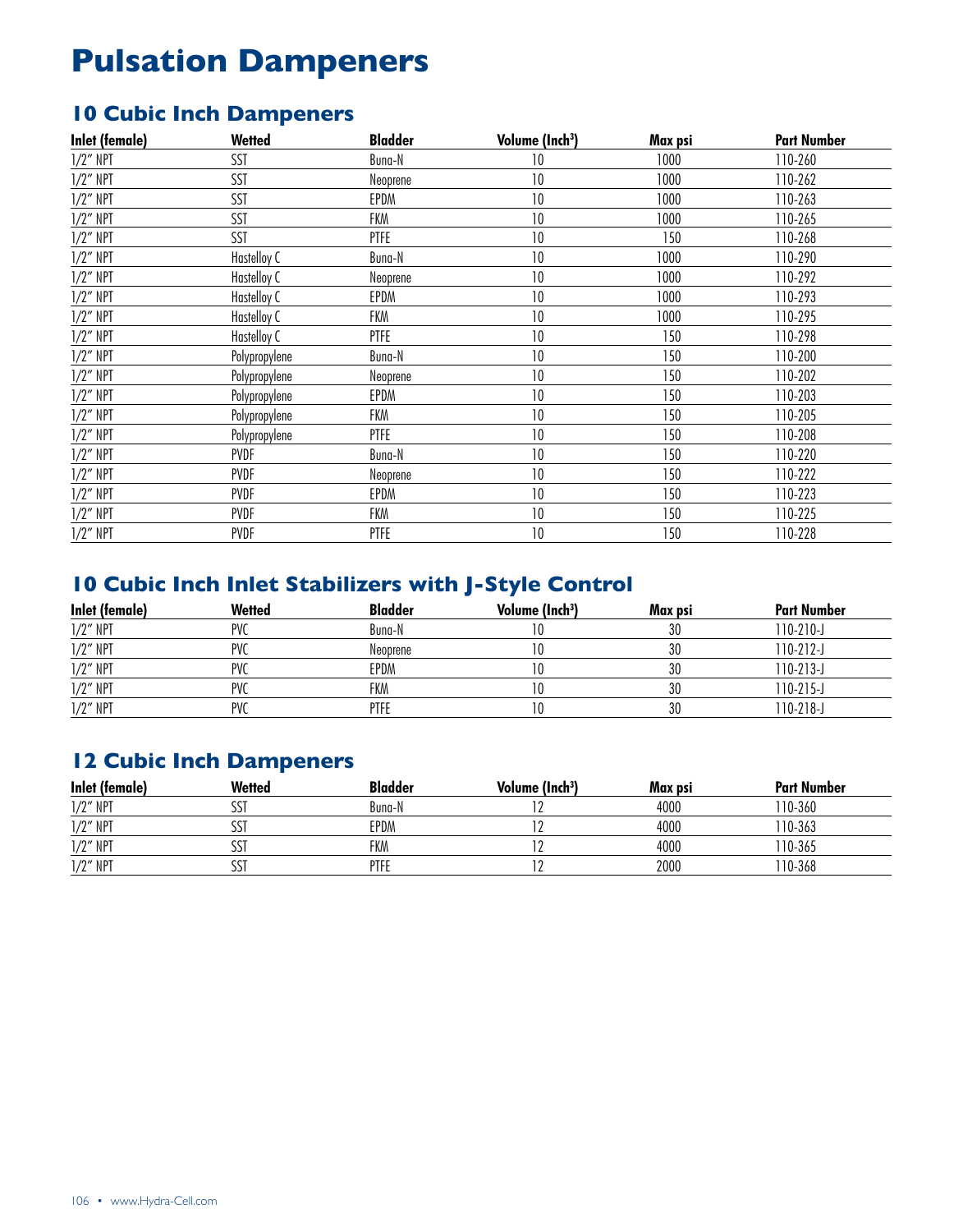# Pulsation Dampeners

## 10 Cubic Inch Dampeners

| Inlet (female) | Wetted | Bladder | Volume (Inch$^3$) | Max psi | Part Number |
|---|---|---|---|---|---|
| 1/2" NPT | SST | Buna-N | 10 | 1000 | 110-260 |
| 1/2" NPT | SST | Neoprene | 10 | 1000 | 110-262 |
| 1/2" NPT | SST | EPDM | 10 | 1000 | 110-263 |
| 1/2" NPT | SST | FKM | 10 | 1000 | 110-265 |
| 1/2" NPT | SST | PTFE | 10 | 150 | 110-268 |
| 1/2" NPT | Hastelloy C | Buna-N | 10 | 1000 | 110-290 |
| 1/2" NPT | Hastelloy C | Neoprene | 10 | 1000 | 110-292 |
| 1/2" NPT | Hastelloy C | EPDM | 10 | 1000 | 110-293 |
| 1/2" NPT | Hastelloy C | FKM | 10 | 1000 | 110-295 |
| 1/2" NPT | Hastelloy C | PTFE | 10 | 150 | 110-298 |
| 1/2" NPT | Polypropylene | Buna-N | 10 | 150 | 110-200 |
| 1/2" NPT | Polypropylene | Neoprene | 10 | 150 | 110-202 |
| 1/2" NPT | Polypropylene | EPDM | 10 | 150 | 110-203 |
| 1/2" NPT | Polypropylene | FKM | 10 | 150 | 110-205 |
| 1/2" NPT | Polypropylene | PTFE | 10 | 150 | 110-208 |
| 1/2" NPT | PVDF | Buna-N | 10 | 150 | 110-220 |
| 1/2" NPT | PVDF | Neoprene | 10 | 150 | 110-222 |
| 1/2" NPT | PVDF | EPDM | 10 | 150 | 110-223 |
| 1/2" NPT | PVDF | FKM | 10 | 150 | 110-225 |
| 1/2" NPT | PVDF | PTFE | 10 | 150 | 110-228 |

## 10 Cubic Inch Inlet Stabilizers with J-Style Control

| Inlet (female) | Wetted | Bladder | Volume (Inch$^3$) | Max psi | Part Number |
|---|---|---|---|---|---|
| 1/2" NPT | PVC | Buna-N | 10 | 30 | 110-210-J |
| 1/2" NPT | PVC | Neoprene | 10 | 30 | 110-212-J |
| 1/2" NPT | PVC | EPDM | 10 | 30 | 110-213-J |
| 1/2" NPT | PVC | FKM | 10 | 30 | 110-215-J |
| 1/2" NPT | PVC | PTFE | 10 | 30 | 110-218-J |

## 12 Cubic Inch Dampeners

| Inlet (female) | Wetted | Bladder | Volume (Inch$^3$) | Max psi | Part Number |
|---|---|---|---|---|---|
| 1/2" NPT | SST | Buna-N | 12 | 4000 | 110-360 |
| 1/2" NPT | SST | EPDM | 12 | 4000 | 110-363 |
| 1/2" NPT | SST | FKM | 12 | 4000 | 110-365 |
| 1/2" NPT | SST | PTFE | 12 | 2000 | 110-368 |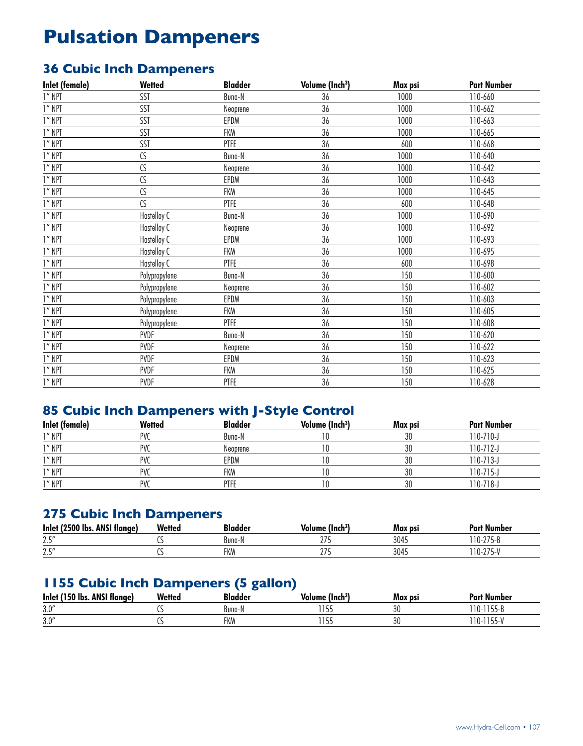# Pulsation Dampeners

## 36 Cubic Inch Dampeners

| Inlet (female) | Wetted | Bladder | Volume (Inch³) | Max psi | Part Number |
|---|---|---|---|---|---|
| 1″ NPT | SST | Buna-N | 36 | 1000 | 110-660 |
| 1″ NPT | SST | Neoprene | 36 | 1000 | 110-662 |
| 1″ NPT | SST | EPDM | 36 | 1000 | 110-663 |
| 1″ NPT | SST | FKM | 36 | 1000 | 110-665 |
| 1″ NPT | SST | PTFE | 36 | 600 | 110-668 |
| 1″ NPT | CS | Buna-N | 36 | 1000 | 110-640 |
| 1″ NPT | CS | Neoprene | 36 | 1000 | 110-642 |
| 1″ NPT | CS | EPDM | 36 | 1000 | 110-643 |
| 1″ NPT | CS | FKM | 36 | 1000 | 110-645 |
| 1″ NPT | CS | PTFE | 36 | 600 | 110-648 |
| 1″ NPT | Hastelloy C | Buna-N | 36 | 1000 | 110-690 |
| 1″ NPT | Hastelloy C | Neoprene | 36 | 1000 | 110-692 |
| 1″ NPT | Hastelloy C | EPDM | 36 | 1000 | 110-693 |
| 1″ NPT | Hastelloy C | FKM | 36 | 1000 | 110-695 |
| 1″ NPT | Hastelloy C | PTFE | 36 | 600 | 110-698 |
| 1″ NPT | Polypropylene | Buna-N | 36 | 150 | 110-600 |
| 1″ NPT | Polypropylene | Neoprene | 36 | 150 | 110-602 |
| 1″ NPT | Polypropylene | EPDM | 36 | 150 | 110-603 |
| 1″ NPT | Polypropylene | FKM | 36 | 150 | 110-605 |
| 1″ NPT | Polypropylene | PTFE | 36 | 150 | 110-608 |
| 1″ NPT | PVDF | Buna-N | 36 | 150 | 110-620 |
| 1″ NPT | PVDF | Neoprene | 36 | 150 | 110-622 |
| 1″ NPT | PVDF | EPDM | 36 | 150 | 110-623 |
| 1″ NPT | PVDF | FKM | 36 | 150 | 110-625 |
| 1″ NPT | PVDF | PTFE | 36 | 150 | 110-628 |

## 85 Cubic Inch Dampeners with J-Style Control

| Inlet (female) | Wetted | Bladder | Volume (Inch³) | Max psi | Part Number |
|---|---|---|---|---|---|
| 1″ NPT | PVC | Buna-N | 10 | 30 | 110-710-J |
| 1″ NPT | PVC | Neoprene | 10 | 30 | 110-712-J |
| 1″ NPT | PVC | EPDM | 10 | 30 | 110-713-J |
| 1″ NPT | PVC | FKM | 10 | 30 | 110-715-J |
| 1″ NPT | PVC | PTFE | 10 | 30 | 110-718-J |

## 275 Cubic Inch Dampeners

| Inlet (2500 lbs. ANSI flange) | Wetted | Bladder | Volume (Inch³) | Max psi | Part Number |
|---|---|---|---|---|---|
| 2.5″ | CS | Buna-N | 275 | 3045 | 110-275-B |
| 2.5″ | CS | FKM | 275 | 3045 | 110-275-V |

## 1155 Cubic Inch Dampeners (5 gallon)

| Inlet (150 lbs. ANSI flange) | Wetted | Bladder | Volume (Inch³) | Max psi | Part Number |
|---|---|---|---|---|---|
| 3.0″ | CS | Buna-N | 1155 | 30 | 110-1155-B |
| 3.0″ | CS | FKM | 1155 | 30 | 110-1155-V |